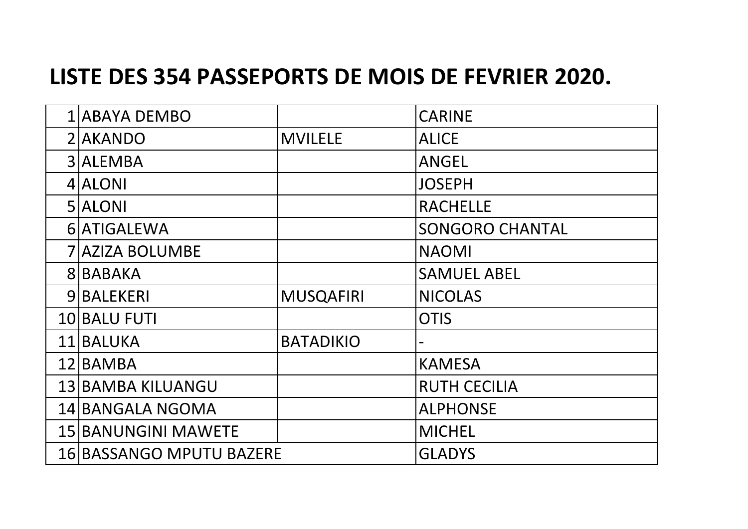# LISTE DES 354 PASSEPORTS DE MOIS DE FEVRIER 2020.

| | | | |
|---|---|---|---|
| 1 | ABAYA DEMBO | | CARINE |
| 2 | AKANDO | MVILELE | ALICE |
| 3 | ALEMBA | | ANGEL |
| 4 | ALONI | | JOSEPH |
| 5 | ALONI | | RACHELLE |
| 6 | ATIGALEWA | | SONGORO CHANTAL |
| 7 | AZIZA BOLUMBE | | NAOMI |
| 8 | BABAKA | | SAMUEL ABEL |
| 9 | BALEKERI | MUSQAFIRI | NICOLAS |
| 10 | BALU FUTI | | OTIS |
| 11 | BALUKA | BATADIKIO | - |
| 12 | BAMBA | | KAMESA |
| 13 | BAMBA KILUANGU | | RUTH CECILIA |
| 14 | BANGALA NGOMA | | ALPHONSE |
| 15 | BANUNGINI MAWETE | | MICHEL |
| 16 | BASSANGO MPUTU BAZERE | | GLADYS |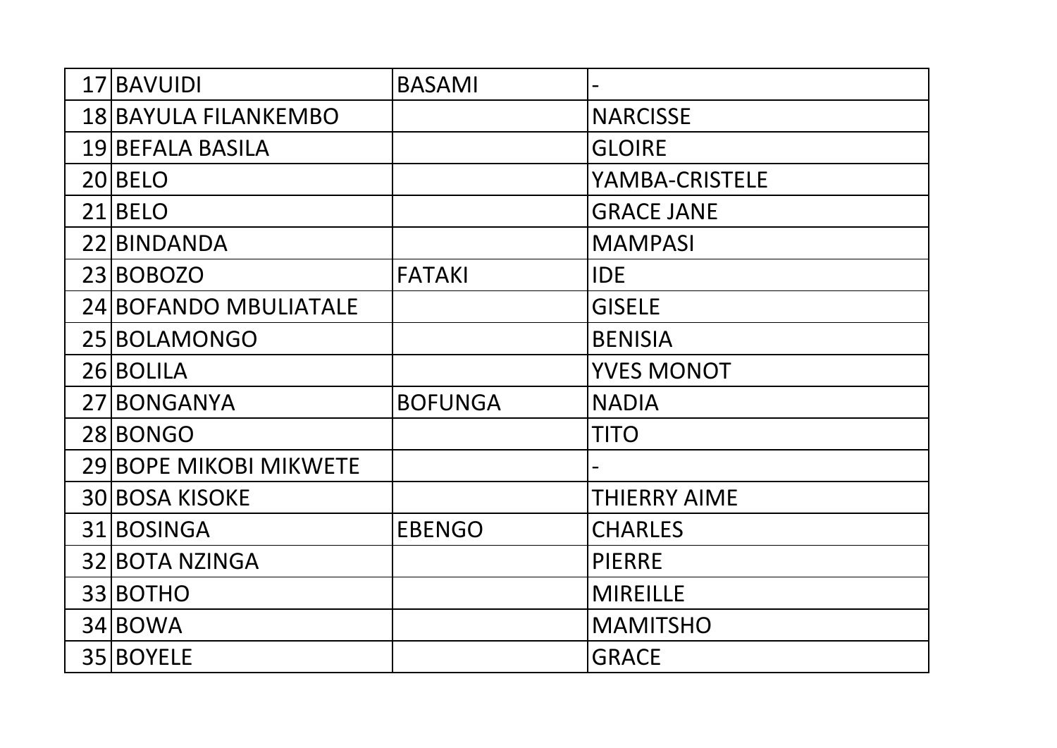| | | | |
|---|---|---|---|
| 17 | BAVUIDI | BASAMI | - |
| 18 | BAYULA FILANKEMBO | | NARCISSE |
| 19 | BEFALA BASILA | | GLOIRE |
| 20 | BELO | | YAMBA-CRISTELE |
| 21 | BELO | | GRACE JANE |
| 22 | BINDANDA | | MAMPASI |
| 23 | BOBOZO | FATAKI | IDE |
| 24 | BOFANDO MBULIATALE | | GISELE |
| 25 | BOLAMONGO | | BENISIA |
| 26 | BOLILA | | YVES MONOT |
| 27 | BONGANYA | BOFUNGA | NADIA |
| 28 | BONGO | | TITO |
| 29 | BOPE MIKOBI MIKWETE | | - |
| 30 | BOSA KISOKE | | THIERRY AIME |
| 31 | BOSINGA | EBENGO | CHARLES |
| 32 | BOTA NZINGA | | PIERRE |
| 33 | BOTHO | | MIREILLE |
| 34 | BOWA | | MAMITSHO |
| 35 | BOYELE | | GRACE |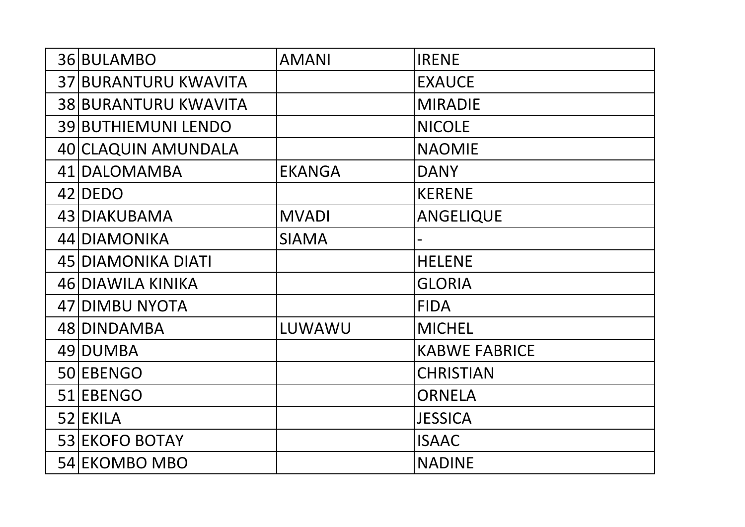| | | | |
|---|---|---|---|
| 36 | BULAMBO | AMANI | IRENE |
| 37 | BURANTURU KWAVITA | | EXAUCE |
| 38 | BURANTURU KWAVITA | | MIRADIE |
| 39 | BUTHIEMUNI LENDO | | NICOLE |
| 40 | CLAQUIN AMUNDALA | | NAOMIE |
| 41 | DALOMAMBA | EKANGA | DANY |
| 42 | DEDO | | KERENE |
| 43 | DIAKUBAMA | MVADI | ANGELIQUE |
| 44 | DIAMONIKA | SIAMA | - |
| 45 | DIAMONIKA DIATI | | HELENE |
| 46 | DIAWILA KINIKA | | GLORIA |
| 47 | DIMBU NYOTA | | FIDA |
| 48 | DINDAMBA | LUWAWU | MICHEL |
| 49 | DUMBA | | KABWE FABRICE |
| 50 | EBENGO | | CHRISTIAN |
| 51 | EBENGO | | ORNELA |
| 52 | EKILA | | JESSICA |
| 53 | EKOFO BOTAY | | ISAAC |
| 54 | EKOMBO MBO | | NADINE |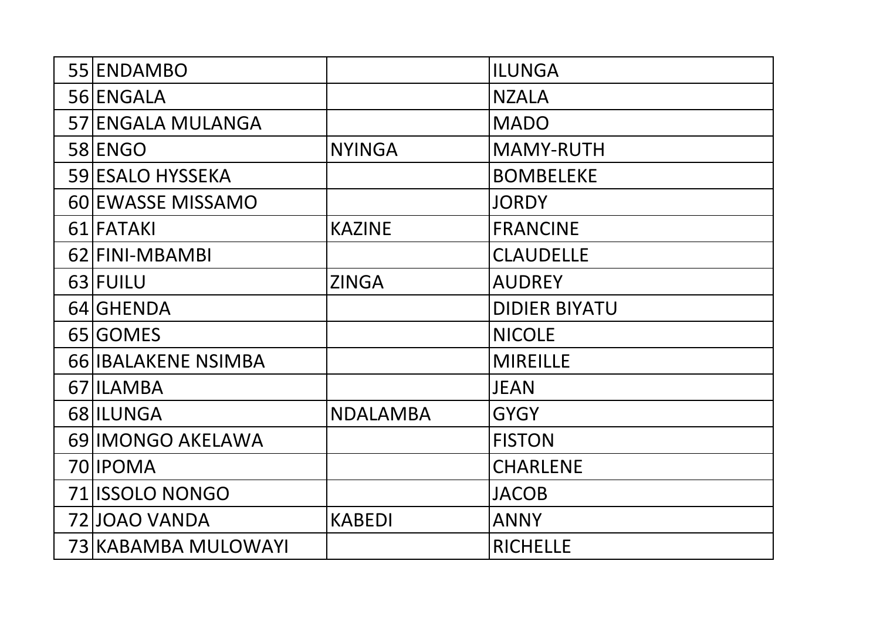| | | | |
|---|---|---|---|
| 55 | ENDAMBO | | ILUNGA |
| 56 | ENGALA | | NZALA |
| 57 | ENGALA MULANGA | | MADO |
| 58 | ENGO | NYINGA | MAMY-RUTH |
| 59 | ESALO HYSSEKA | | BOMBELEKE |
| 60 | EWASSE MISSAMO | | JORDY |
| 61 | FATAKI | KAZINE | FRANCINE |
| 62 | FINI-MBAMBI | | CLAUDELLE |
| 63 | FUILU | ZINGA | AUDREY |
| 64 | GHENDA | | DIDIER BIYATU |
| 65 | GOMES | | NICOLE |
| 66 | IBALAKENE NSIMBA | | MIREILLE |
| 67 | ILAMBA | | JEAN |
| 68 | ILUNGA | NDALAMBA | GYGY |
| 69 | IMONGO AKELAWA | | FISTON |
| 70 | IPOMA | | CHARLENE |
| 71 | ISSOLO NONGO | | JACOB |
| 72 | JOAO VANDA | KABEDI | ANNY |
| 73 | KABAMBA MULOWAYI | | RICHELLE |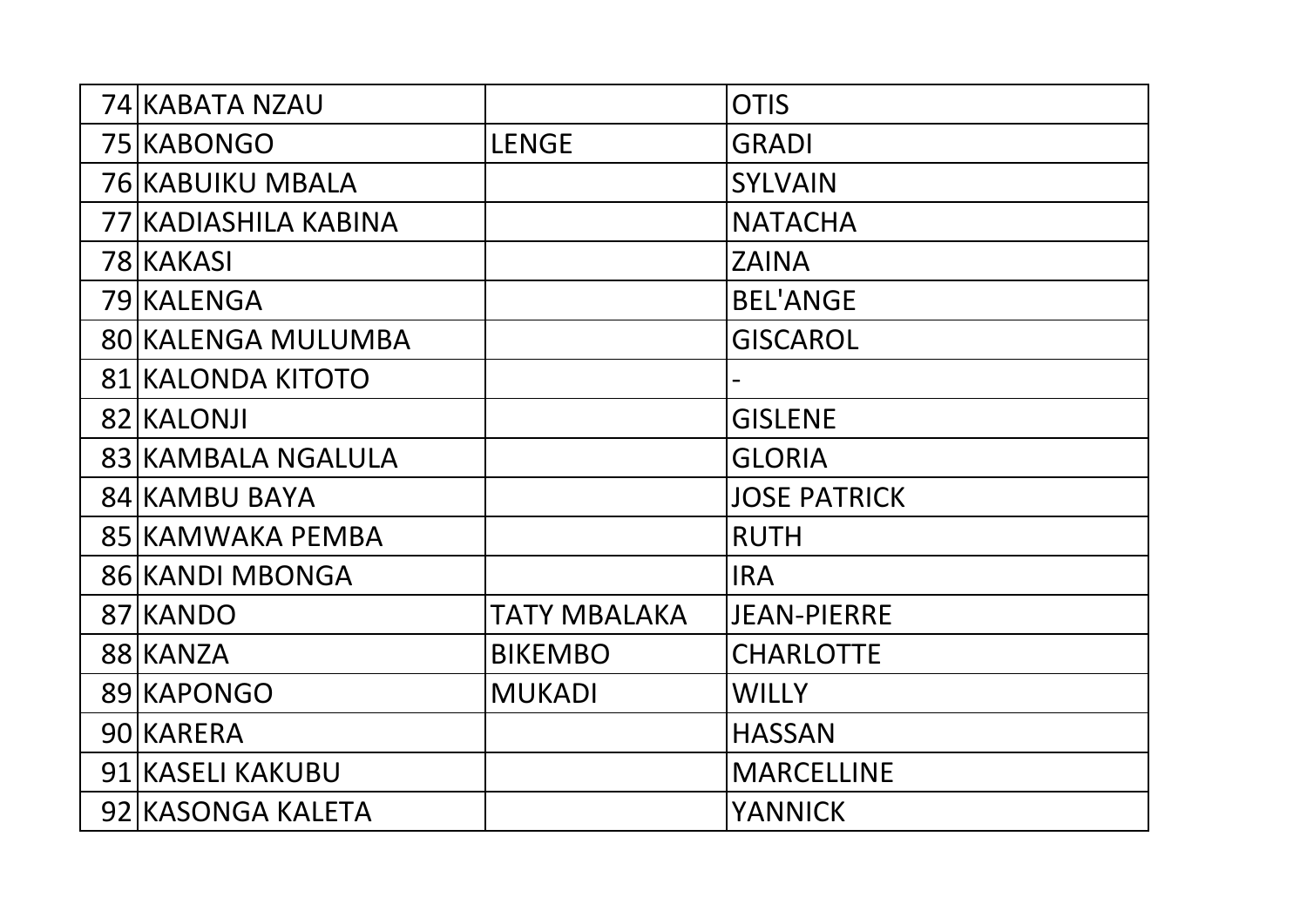| | | | |
|---|---|---|---|
| 74 | KABATA NZAU | | OTIS |
| 75 | KABONGO | LENGE | GRADI |
| 76 | KABUIKU MBALA | | SYLVAIN |
| 77 | KADIASHILA KABINA | | NATACHA |
| 78 | KAKASI | | ZAINA |
| 79 | KALENGA | | BEL'ANGE |
| 80 | KALENGA MULUMBA | | GISCAROL |
| 81 | KALONDA KITOTO | | - |
| 82 | KALONJI | | GISLENE |
| 83 | KAMBALA NGALULA | | GLORIA |
| 84 | KAMBU BAYA | | JOSE PATRICK |
| 85 | KAMWAKA PEMBA | | RUTH |
| 86 | KANDI MBONGA | | IRA |
| 87 | KANDO | TATY MBALAKA | JEAN-PIERRE |
| 88 | KANZA | BIKEMBO | CHARLOTTE |
| 89 | KAPONGO | MUKADI | WILLY |
| 90 | KARERA | | HASSAN |
| 91 | KASELI KAKUBU | | MARCELLINE |
| 92 | KASONGA KALETA | | YANNICK |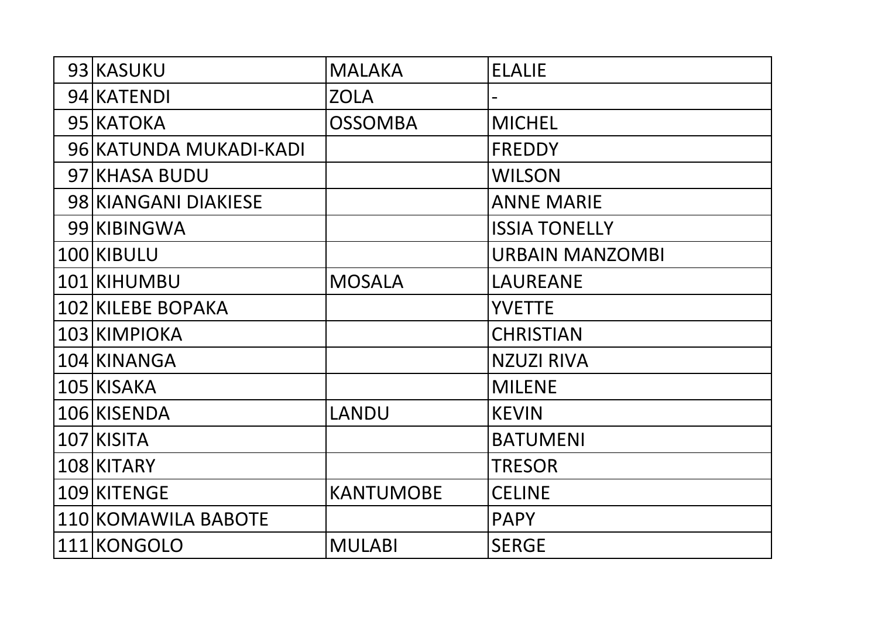| | | | |
|---|---|---|---|
| 93 | KASUKU | MALAKA | ELALIE |
| 94 | KATENDI | ZOLA | - |
| 95 | KATOKA | OSSOMBA | MICHEL |
| 96 | KATUNDA MUKADI-KADI | | FREDDY |
| 97 | KHASA BUDU | | WILSON |
| 98 | KIANGANI DIAKIESE | | ANNE MARIE |
| 99 | KIBINGWA | | ISSIA TONELLY |
| 100 | KIBULU | | URBAIN MANZOMBI |
| 101 | KIHUMBU | MOSALA | LAUREANE |
| 102 | KILEBE BOPAKA | | YVETTE |
| 103 | KIMPIOKA | | CHRISTIAN |
| 104 | KINANGA | | NZUZI RIVA |
| 105 | KISAKA | | MILENE |
| 106 | KISENDA | LANDU | KEVIN |
| 107 | KISITA | | BATUMENI |
| 108 | KITARY | | TRESOR |
| 109 | KITENGE | KANTUMOBE | CELINE |
| 110 | KOMAWILA BABOTE | | PAPY |
| 111 | KONGOLO | MULABI | SERGE |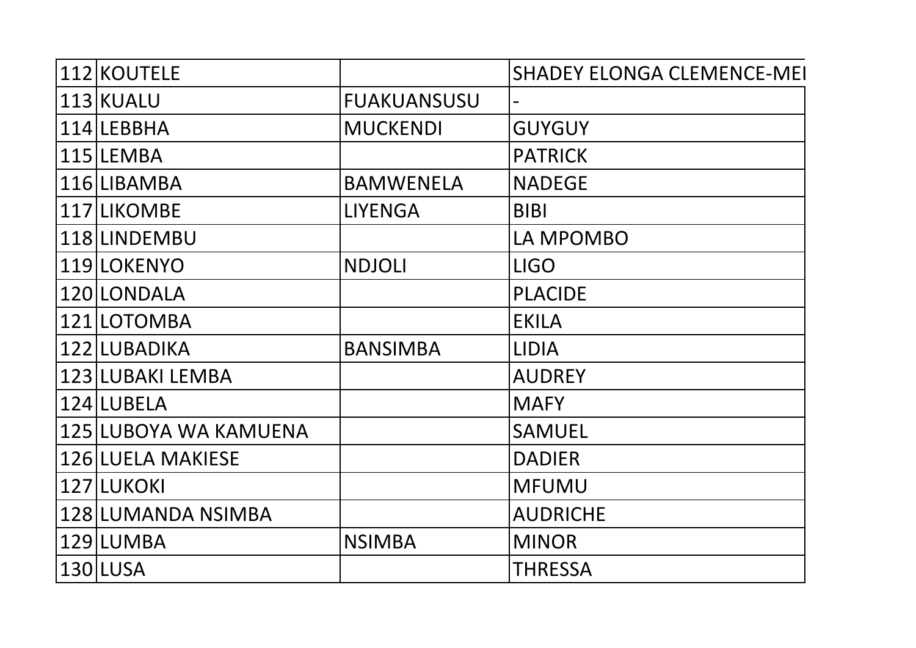| | | | |
|---|---|---|---|
| 112 | KOUTELE | | SHADEY ELONGA CLEMENCE-MEI |
| 113 | KUALU | FUAKUANSUSU | - |
| 114 | LEBBHA | MUCKENDI | GUYGUY |
| 115 | LEMBA | | PATRICK |
| 116 | LIBAMBA | BAMWENELA | NADEGE |
| 117 | LIKOMBE | LIYENGA | BIBI |
| 118 | LINDEMBU | | LA MPOMBO |
| 119 | LOKENYO | NDJOLI | LIGO |
| 120 | LONDALA | | PLACIDE |
| 121 | LOTOMBA | | EKILA |
| 122 | LUBADIKA | BANSIMBA | LIDIA |
| 123 | LUBAKI LEMBA | | AUDREY |
| 124 | LUBELA | | MAFY |
| 125 | LUBOYA WA KAMUENA | | SAMUEL |
| 126 | LUELA MAKIESE | | DADIER |
| 127 | LUKOKI | | MFUMU |
| 128 | LUMANDA NSIMBA | | AUDRICHE |
| 129 | LUMBA | NSIMBA | MINOR |
| 130 | LUSA | | THRESSA |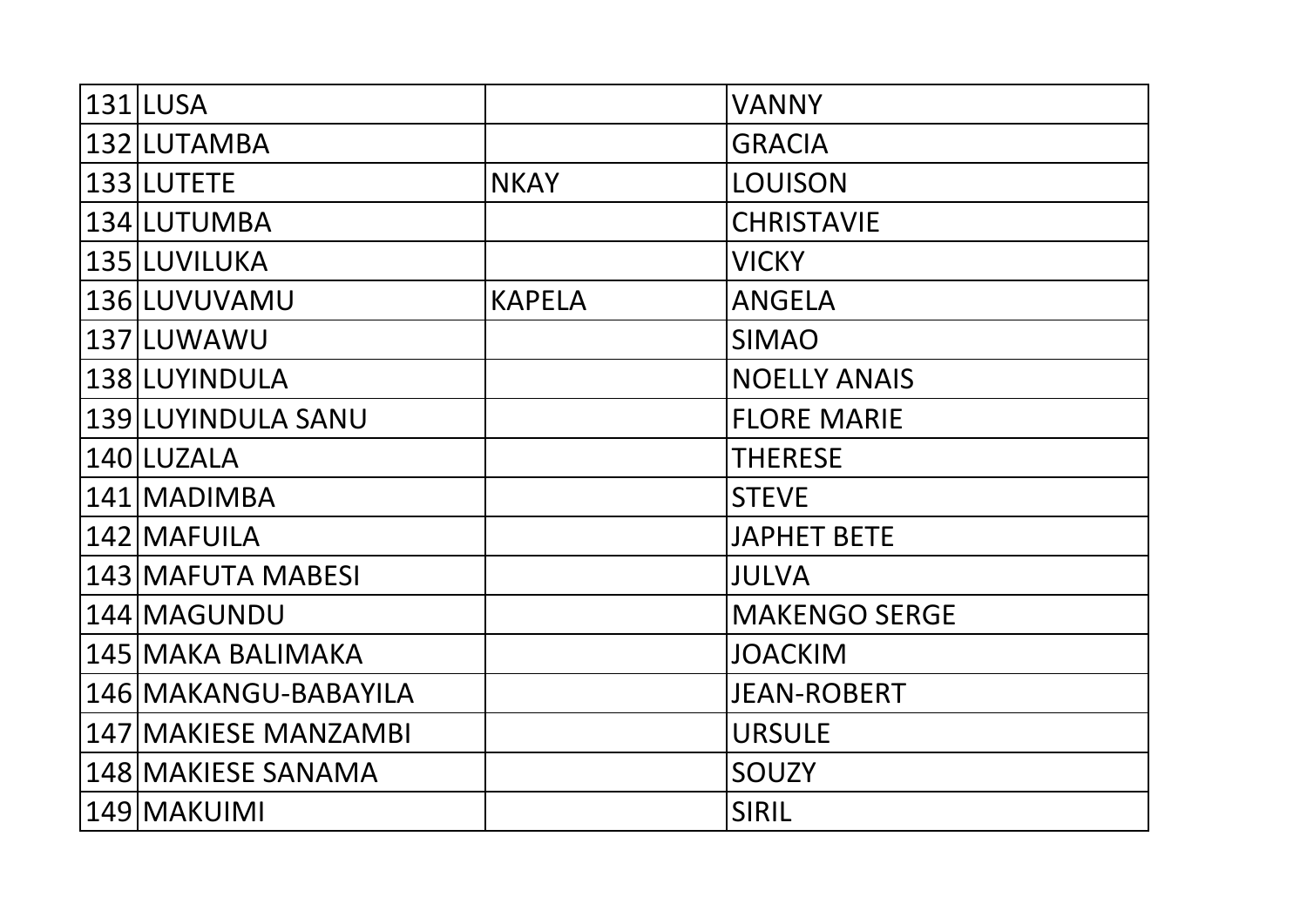| | | | |
|---|---|---|---|
| 131 | LUSA | | VANNY |
| 132 | LUTAMBA | | GRACIA |
| 133 | LUTETE | NKAY | LOUISON |
| 134 | LUTUMBA | | CHRISTAVIE |
| 135 | LUVILUKA | | VICKY |
| 136 | LUVUVAMU | KAPELA | ANGELA |
| 137 | LUWAWU | | SIMAO |
| 138 | LUYINDULA | | NOELLY ANAIS |
| 139 | LUYINDULA SANU | | FLORE MARIE |
| 140 | LUZALA | | THERESE |
| 141 | MADIMBA | | STEVE |
| 142 | MAFUILA | | JAPHET BETE |
| 143 | MAFUTA MABESI | | JULVA |
| 144 | MAGUNDU | | MAKENGO SERGE |
| 145 | MAKA BALIMAKA | | JOACKIM |
| 146 | MAKANGU-BABAYILA | | JEAN-ROBERT |
| 147 | MAKIESE MANZAMBI | | URSULE |
| 148 | MAKIESE SANAMA | | SOUZY |
| 149 | MAKUIMI | | SIRIL |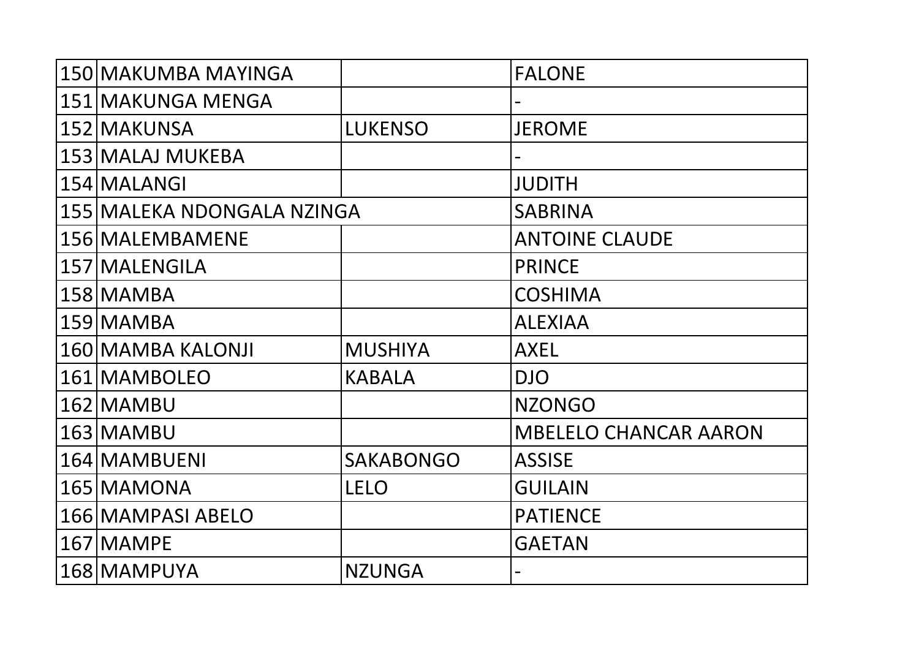| | | | |
|---|---|---|---|
| 150 | MAKUMBA MAYINGA | | FALONE |
| 151 | MAKUNGA MENGA | | - |
| 152 | MAKUNSA | LUKENSO | JEROME |
| 153 | MALAJ MUKEBA | | - |
| 154 | MALANGI | | JUDITH |
| 155 | MALEKA NDONGALA NZINGA | | SABRINA |
| 156 | MALEMBAMENE | | ANTOINE CLAUDE |
| 157 | MALENGILA | | PRINCE |
| 158 | MAMBA | | COSHIMA |
| 159 | MAMBA | | ALEXIAA |
| 160 | MAMBA KALONJI | MUSHIYA | AXEL |
| 161 | MAMBOLEO | KABALA | DJO |
| 162 | MAMBU | | NZONGO |
| 163 | MAMBU | | MBELELO CHANCAR AARON |
| 164 | MAMBUENI | SAKABONGO | ASSISE |
| 165 | MAMONA | LELO | GUILAIN |
| 166 | MAMPASI ABELO | | PATIENCE |
| 167 | MAMPE | | GAETAN |
| 168 | MAMPUYA | NZUNGA | - |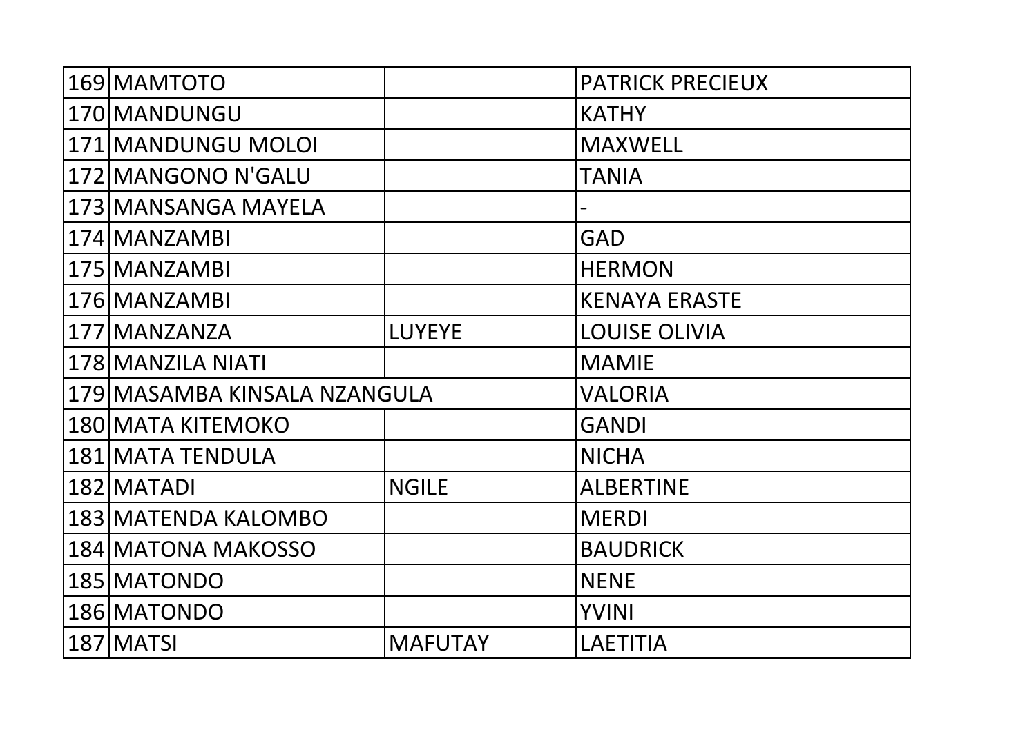| | | | |
|---|---|---|---|
| 169 | MAMTOTO | | PATRICK PRECIEUX |
| 170 | MANDUNGU | | KATHY |
| 171 | MANDUNGU MOLOI | | MAXWELL |
| 172 | MANGONO N'GALU | | TANIA |
| 173 | MANSANGA MAYELA | | - |
| 174 | MANZAMBI | | GAD |
| 175 | MANZAMBI | | HERMON |
| 176 | MANZAMBI | | KENAYA ERASTE |
| 177 | MANZANZA | LUYEYE | LOUISE OLIVIA |
| 178 | MANZILA NIATI | | MAMIE |
| 179 | MASAMBA KINSALA NZANGULA | | VALORIA |
| 180 | MATA KITEMOKO | | GANDI |
| 181 | MATA TENDULA | | NICHA |
| 182 | MATADI | NGILE | ALBERTINE |
| 183 | MATENDA KALOMBO | | MERDI |
| 184 | MATONA MAKOSSO | | BAUDRICK |
| 185 | MATONDO | | NENE |
| 186 | MATONDO | | YVINI |
| 187 | MATSI | MAFUTAY | LAETITIA |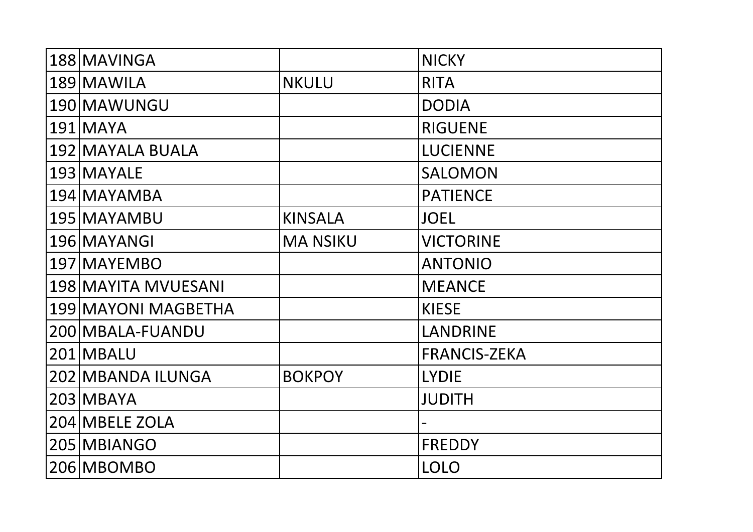| | | | |
|---|---|---|---|
| 188 | MAVINGA | | NICKY |
| 189 | MAWILA | NKULU | RITA |
| 190 | MAWUNGU | | DODIA |
| 191 | MAYA | | RIGUENE |
| 192 | MAYALA BUALA | | LUCIENNE |
| 193 | MAYALE | | SALOMON |
| 194 | MAYAMBA | | PATIENCE |
| 195 | MAYAMBU | KINSALA | JOEL |
| 196 | MAYANGI | MA NSIKU | VICTORINE |
| 197 | MAYEMBO | | ANTONIO |
| 198 | MAYITA MVUESANI | | MEANCE |
| 199 | MAYONI MAGBETHA | | KIESE |
| 200 | MBALA-FUANDU | | LANDRINE |
| 201 | MBALU | | FRANCIS-ZEKA |
| 202 | MBANDA ILUNGA | BOKPOY | LYDIE |
| 203 | MBAYA | | JUDITH |
| 204 | MBELE ZOLA | | - |
| 205 | MBIANGO | | FREDDY |
| 206 | MBOMBO | | LOLO |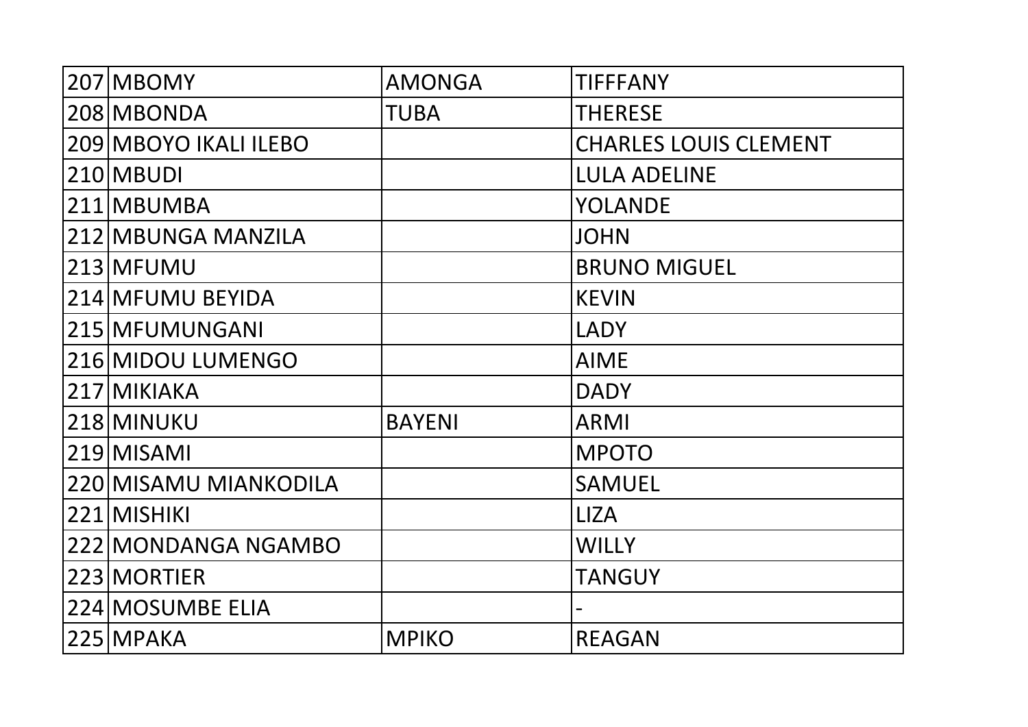| | | | |
|---|---|---|---|
| 207 | MBOMY | AMONGA | TIFFFANY |
| 208 | MBONDA | TUBA | THERESE |
| 209 | MBOYO IKALI ILEBO | | CHARLES LOUIS CLEMENT |
| 210 | MBUDI | | LULA ADELINE |
| 211 | MBUMBA | | YOLANDE |
| 212 | MBUNGA MANZILA | | JOHN |
| 213 | MFUMU | | BRUNO MIGUEL |
| 214 | MFUMU BEYIDA | | KEVIN |
| 215 | MFUMUNGANI | | LADY |
| 216 | MIDOU LUMENGO | | AIME |
| 217 | MIKIAKA | | DADY |
| 218 | MINUKU | BAYENI | ARMI |
| 219 | MISAMI | | MPOTO |
| 220 | MISAMU MIANKODILA | | SAMUEL |
| 221 | MISHIKI | | LIZA |
| 222 | MONDANGA NGAMBO | | WILLY |
| 223 | MORTIER | | TANGUY |
| 224 | MOSUMBE ELIA | | - |
| 225 | MPAKA | MPIKO | REAGAN |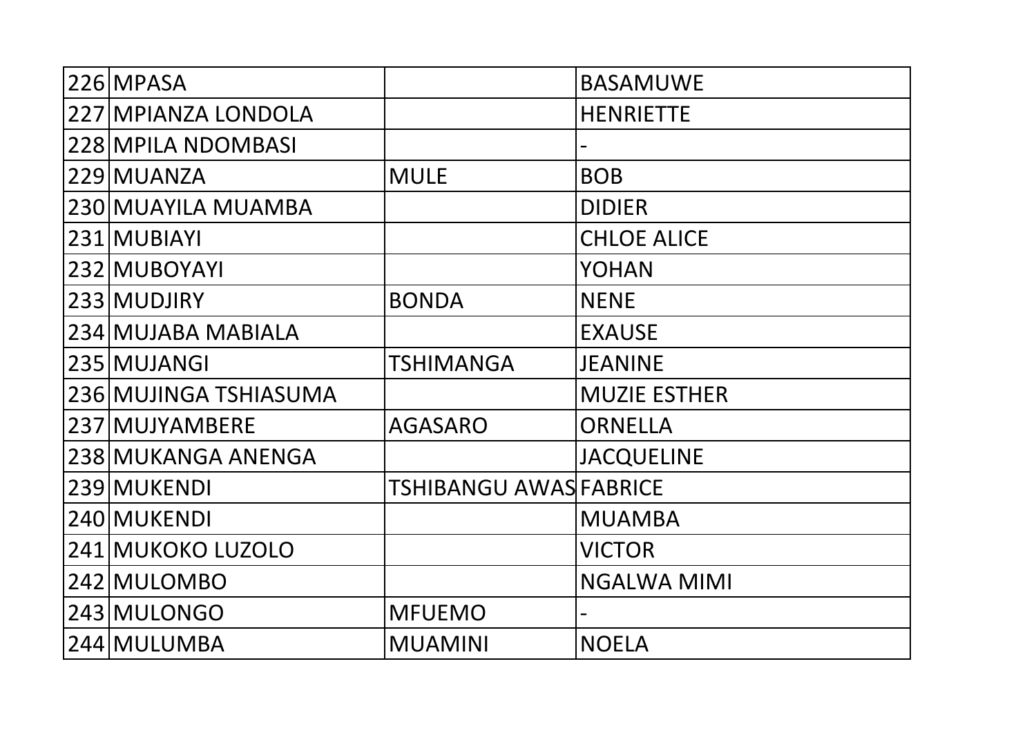| | | | |
|---|---|---|---|
| 226 | MPASA | | BASAMUWE |
| 227 | MPIANZA LONDOLA | | HENRIETTE |
| 228 | MPILA NDOMBASI | | - |
| 229 | MUANZA | MULE | BOB |
| 230 | MUAYILA MUAMBA | | DIDIER |
| 231 | MUBIAYI | | CHLOE ALICE |
| 232 | MUBOYAYI | | YOHAN |
| 233 | MUDJIRY | BONDA | NENE |
| 234 | MUJABA MABIALA | | EXAUSE |
| 235 | MUJANGI | TSHIMANGA | JEANINE |
| 236 | MUJINGA TSHIASUMA | | MUZIE ESTHER |
| 237 | MUJYAMBERE | AGASARO | ORNELLA |
| 238 | MUKANGA ANENGA | | JACQUELINE |
| 239 | MUKENDI | TSHIBANGU AWAS | FABRICE |
| 240 | MUKENDI | | MUAMBA |
| 241 | MUKOKO LUZOLO | | VICTOR |
| 242 | MULOMBO | | NGALWA MIMI |
| 243 | MULONGO | MFUEMO | - |
| 244 | MULUMBA | MUAMINI | NOELA |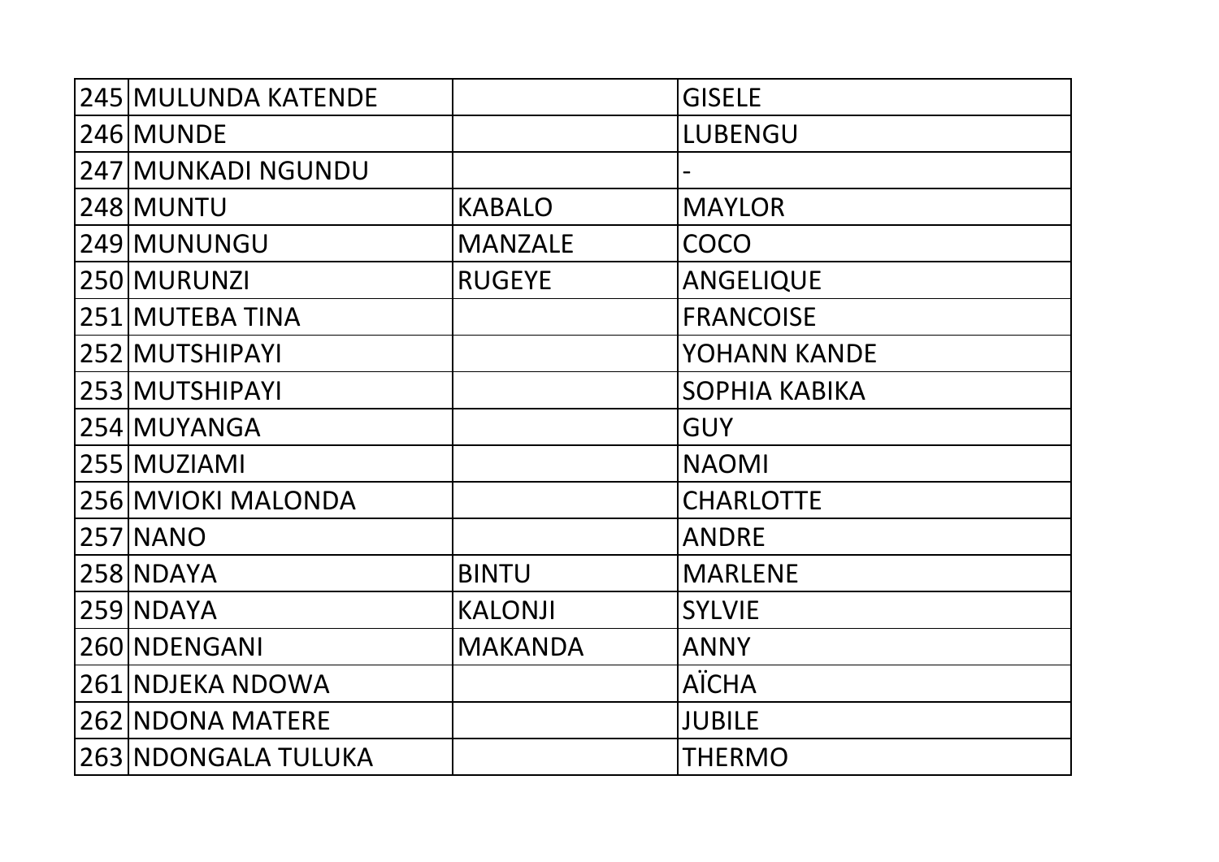| | | | |
|---|---|---|---|
| 245 | MULUNDA KATENDE | | GISELE |
| 246 | MUNDE | | LUBENGU |
| 247 | MUNKADI NGUNDU | | - |
| 248 | MUNTU | KABALO | MAYLOR |
| 249 | MUNUNGU | MANZALE | COCO |
| 250 | MURUNZI | RUGEYE | ANGELIQUE |
| 251 | MUTEBA TINA | | FRANCOISE |
| 252 | MUTSHIPAYI | | YOHANN KANDE |
| 253 | MUTSHIPAYI | | SOPHIA KABIKA |
| 254 | MUYANGA | | GUY |
| 255 | MUZIAMI | | NAOMI |
| 256 | MVIOKI MALONDA | | CHARLOTTE |
| 257 | NANO | | ANDRE |
| 258 | NDAYA | BINTU | MARLENE |
| 259 | NDAYA | KALONJI | SYLVIE |
| 260 | NDENGANI | MAKANDA | ANNY |
| 261 | NDJEKA NDOWA | | AÏCHA |
| 262 | NDONA MATERE | | JUBILE |
| 263 | NDONGALA TULUKA | | THERMO |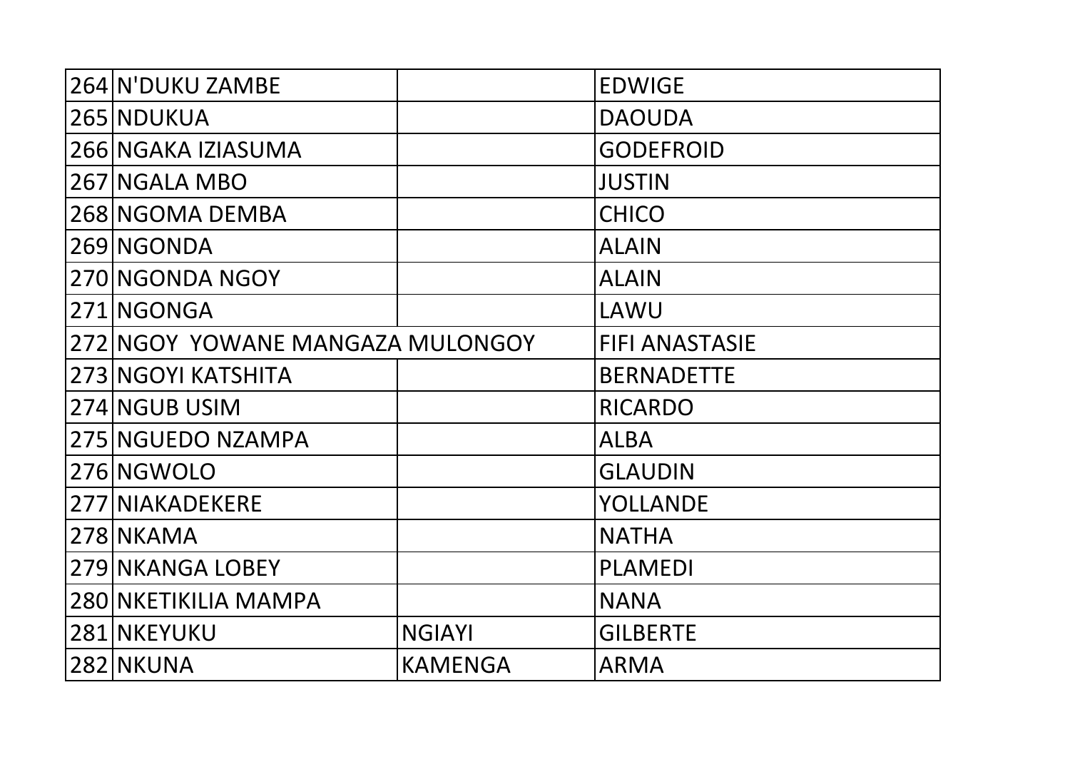| | | | |
|---|---|---|---|
| 264 | N'DUKU ZAMBE | | EDWIGE |
| 265 | NDUKUA | | DAOUDA |
| 266 | NGAKA IZIASUMA | | GODEFROID |
| 267 | NGALA MBO | | JUSTIN |
| 268 | NGOMA DEMBA | | CHICO |
| 269 | NGONDA | | ALAIN |
| 270 | NGONDA NGOY | | ALAIN |
| 271 | NGONGA | | LAWU |
| 272 | NGOY YOWANE MANGAZA MULONGOY | | FIFI ANASTASIE |
| 273 | NGOYI KATSHITA | | BERNADETTE |
| 274 | NGUB USIM | | RICARDO |
| 275 | NGUEDO NZAMPA | | ALBA |
| 276 | NGWOLO | | GLAUDIN |
| 277 | NIAKADEKERE | | YOLLANDE |
| 278 | NKAMA | | NATHA |
| 279 | NKANGA LOBEY | | PLAMEDI |
| 280 | NKETIKILIA MAMPA | | NANA |
| 281 | NKEYUKU | NGIAYI | GILBERTE |
| 282 | NKUNA | KAMENGA | ARMA |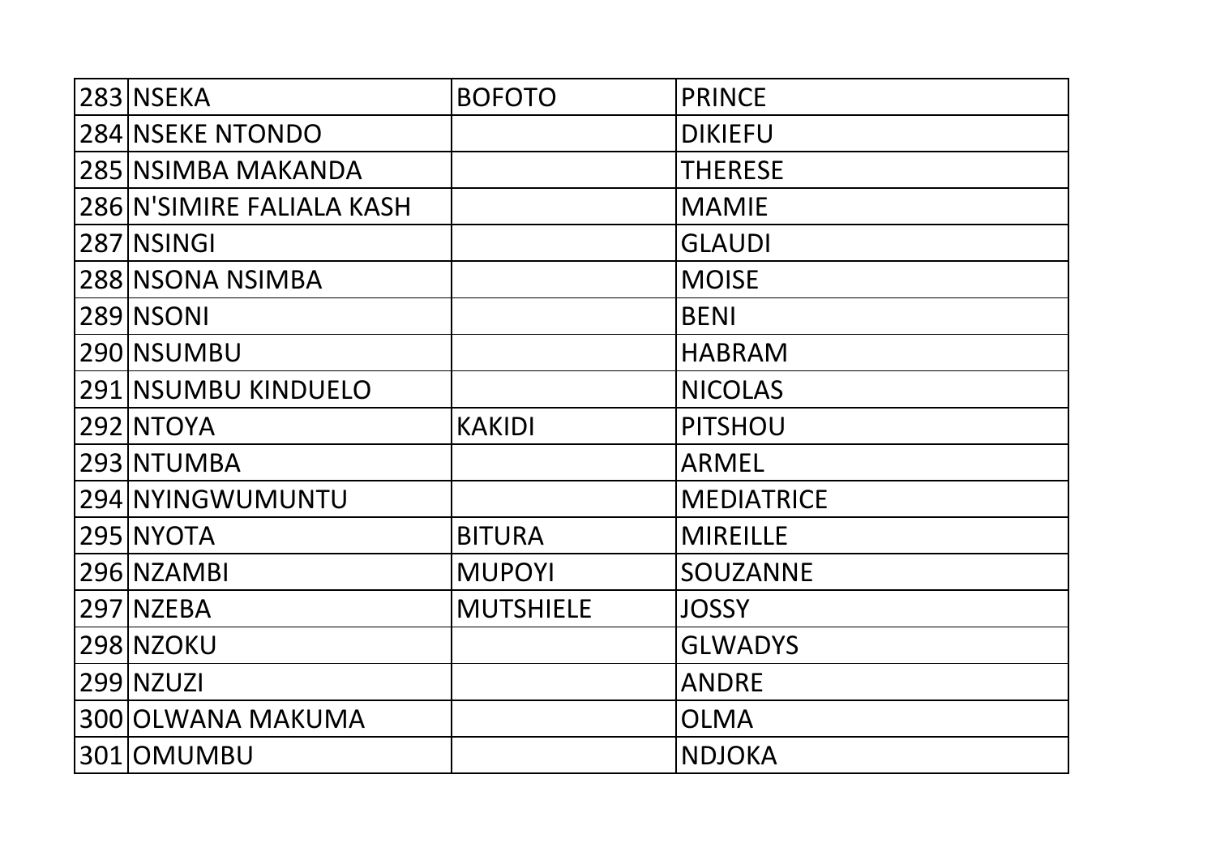| | | | |
|---|---|---|---|
| 283 | NSEKA | BOFOTO | PRINCE |
| 284 | NSEKE NTONDO | | DIKIEFU |
| 285 | NSIMBA MAKANDA | | THERESE |
| 286 | N'SIMIRE FALIALA KASH | | MAMIE |
| 287 | NSINGI | | GLAUDI |
| 288 | NSONA NSIMBA | | MOISE |
| 289 | NSONI | | BENI |
| 290 | NSUMBU | | HABRAM |
| 291 | NSUMBU KINDUELO | | NICOLAS |
| 292 | NTOYA | KAKIDI | PITSHOU |
| 293 | NTUMBA | | ARMEL |
| 294 | NYINGWUMUNTU | | MEDIATRICE |
| 295 | NYOTA | BITURA | MIREILLE |
| 296 | NZAMBI | MUPOYI | SOUZANNE |
| 297 | NZEBA | MUTSHIELE | JOSSY |
| 298 | NZOKU | | GLWADYS |
| 299 | NZUZI | | ANDRE |
| 300 | OLWANA MAKUMA | | OLMA |
| 301 | OMUMBU | | NDJOKA |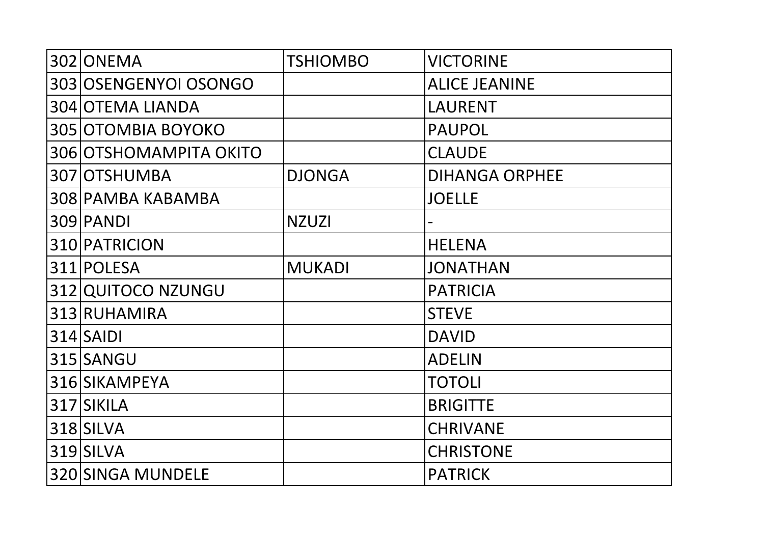| | | | |
|---|---|---|---|
| 302 | ONEMA | TSHIOMBO | VICTORINE |
| 303 | OSENGENYOI OSONGO | | ALICE JEANINE |
| 304 | OTEMA LIANDA | | LAURENT |
| 305 | OTOMBIA BOYOKO | | PAUPOL |
| 306 | OTSHOMAMPITA OKITO | | CLAUDE |
| 307 | OTSHUMBA | DJONGA | DIHANGA ORPHEE |
| 308 | PAMBA KABAMBA | | JOELLE |
| 309 | PANDI | NZUZI | - |
| 310 | PATRICION | | HELENA |
| 311 | POLESA | MUKADI | JONATHAN |
| 312 | QUITOCO NZUNGU | | PATRICIA |
| 313 | RUHAMIRA | | STEVE |
| 314 | SAIDI | | DAVID |
| 315 | SANGU | | ADELIN |
| 316 | SIKAMPEYA | | TOTOLI |
| 317 | SIKILA | | BRIGITTE |
| 318 | SILVA | | CHRIVANE |
| 319 | SILVA | | CHRISTONE |
| 320 | SINGA MUNDELE | | PATRICK |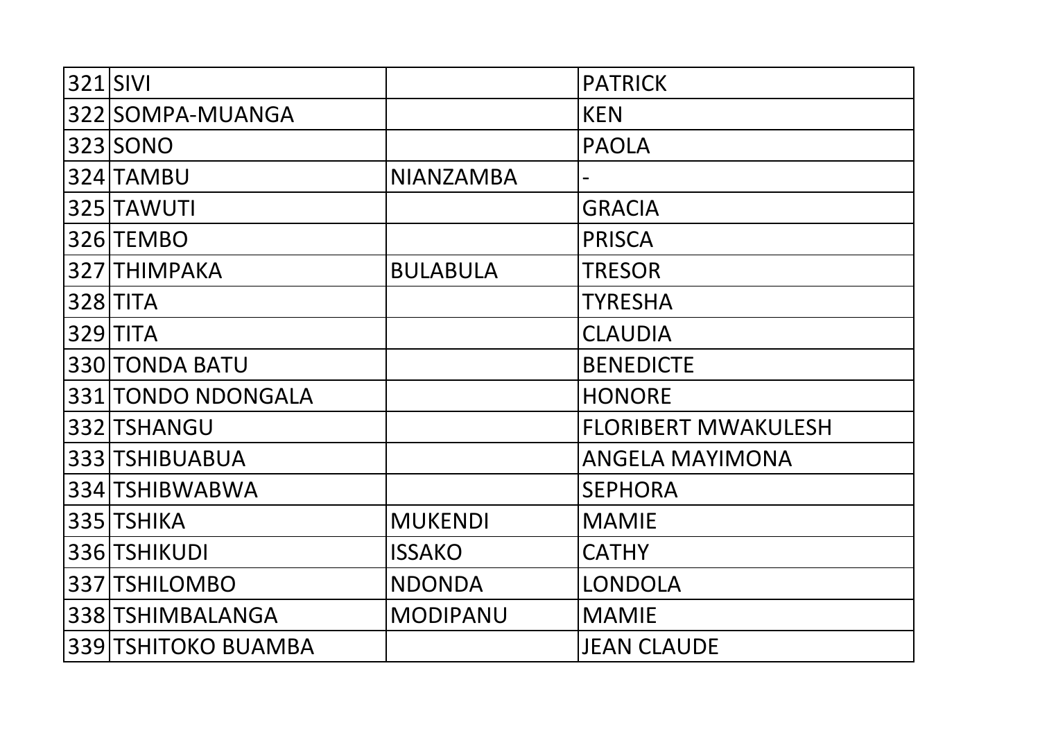| | | | |
|---|---|---|---|
| 321 | SIVI | | PATRICK |
| 322 | SOMPA-MUANGA | | KEN |
| 323 | SONO | | PAOLA |
| 324 | TAMBU | NIANZAMBA | - |
| 325 | TAWUTI | | GRACIA |
| 326 | TEMBO | | PRISCA |
| 327 | THIMPAKA | BULABULA | TRESOR |
| 328 | TITA | | TYRESHA |
| 329 | TITA | | CLAUDIA |
| 330 | TONDA BATU | | BENEDICTE |
| 331 | TONDO NDONGALA | | HONORE |
| 332 | TSHANGU | | FLORIBERT MWAKULESH |
| 333 | TSHIBUABUA | | ANGELA MAYIMONA |
| 334 | TSHIBWABWA | | SEPHORA |
| 335 | TSHIKA | MUKENDI | MAMIE |
| 336 | TSHIKUDI | ISSAKO | CATHY |
| 337 | TSHILOMBO | NDONDA | LONDOLA |
| 338 | TSHIMBALANGA | MODIPANU | MAMIE |
| 339 | TSHITOKO BUAMBA | | JEAN CLAUDE |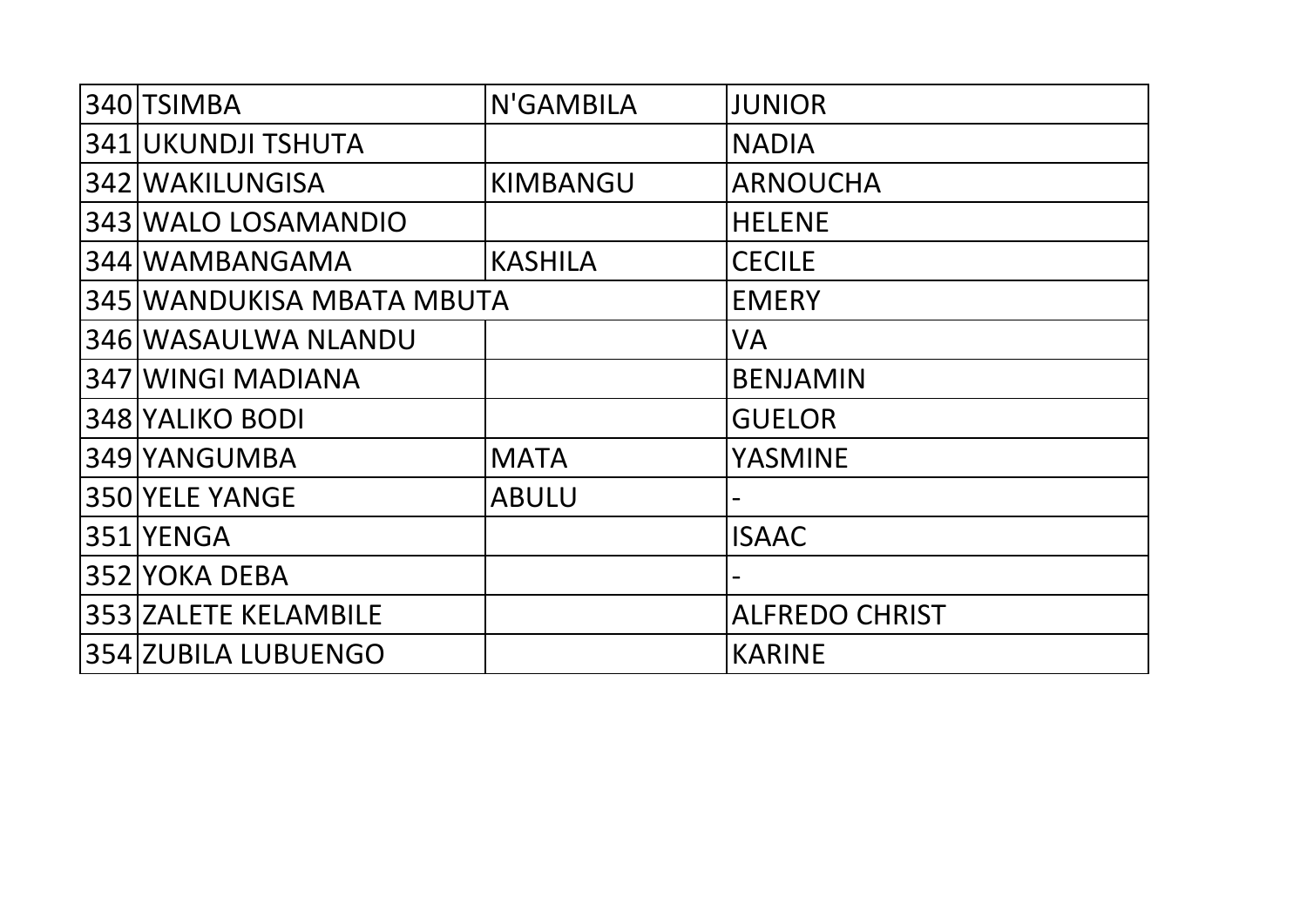| | | | |
|---|---|---|---|
| 340 | TSIMBA | N'GAMBILA | JUNIOR |
| 341 | UKUNDJI TSHUTA | | NADIA |
| 342 | WAKILUNGISA | KIMBANGU | ARNOUCHA |
| 343 | WALO LOSAMANDIO | | HELENE |
| 344 | WAMBANGAMA | KASHILA | CECILE |
| 345 | WANDUKISA MBATA MBUTA | | EMERY |
| 346 | WASAULWA NLANDU | | VA |
| 347 | WINGI MADIANA | | BENJAMIN |
| 348 | YALIKO BODI | | GUELOR |
| 349 | YANGUMBA | MATA | YASMINE |
| 350 | YELE YANGE | ABULU | - |
| 351 | YENGA | | ISAAC |
| 352 | YOKA DEBA | | - |
| 353 | ZALETE KELAMBILE | | ALFREDO CHRIST |
| 354 | ZUBILA LUBUENGO | | KARINE |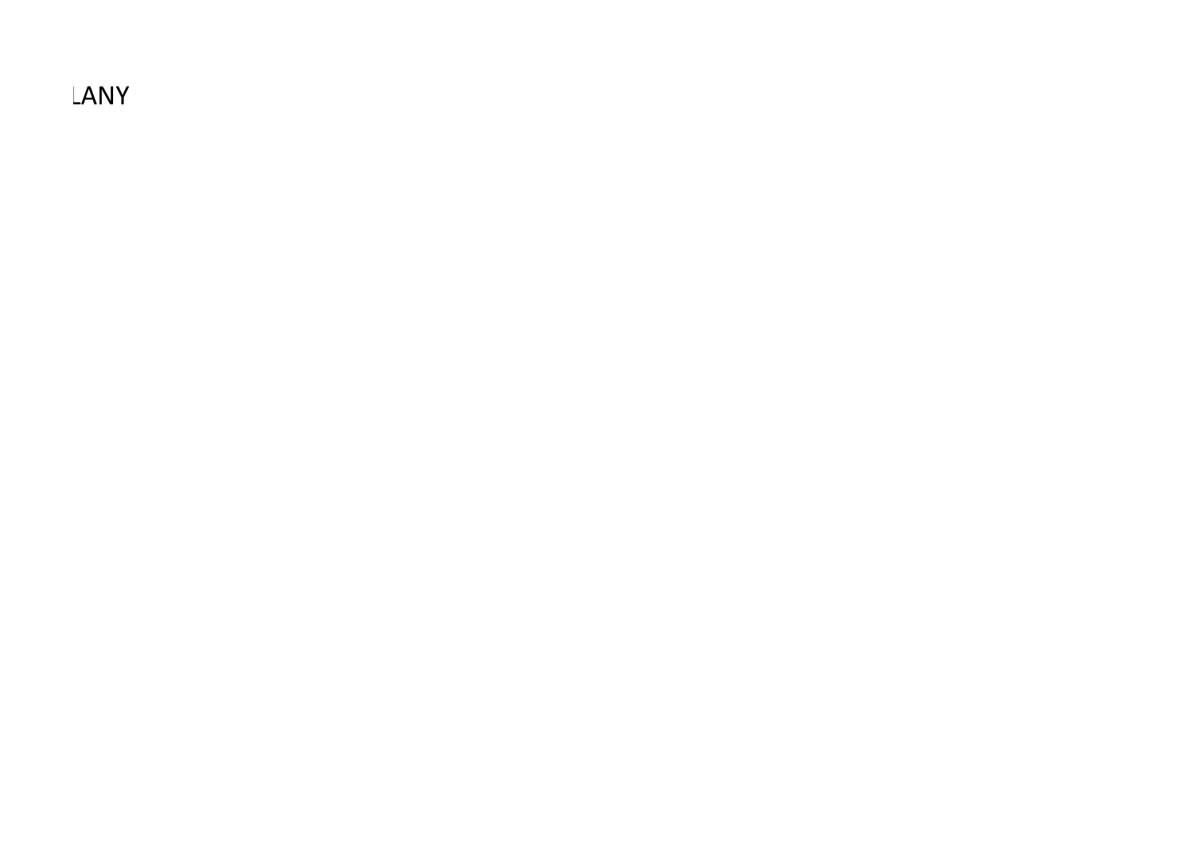LANY